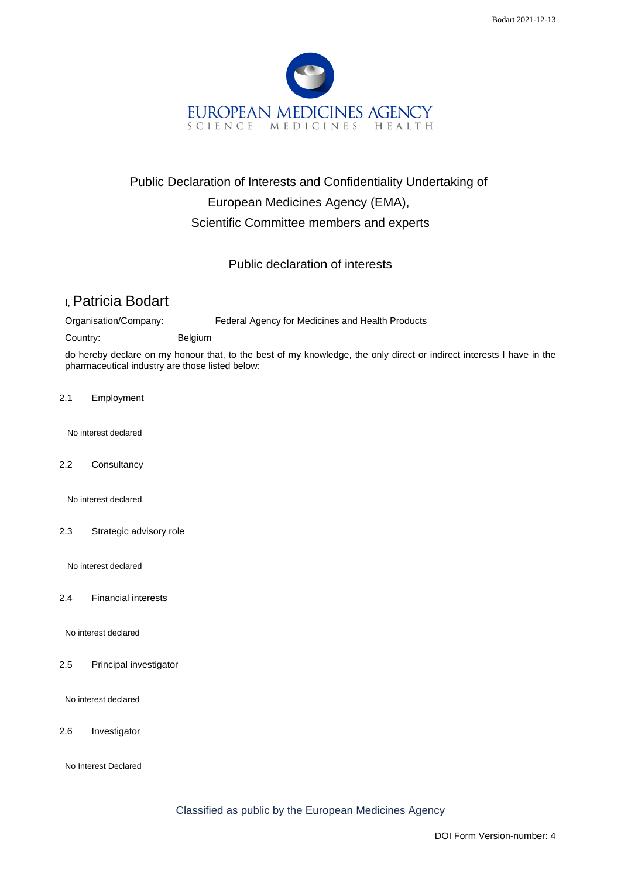EUROPEAN MEDICINES AGENCY
SCIENCE MEDICINES HEALTH

# Public Declaration of Interests and Confidentiality Undertaking of European Medicines Agency (EMA), Scientific Committee members and experts

## Public declaration of interests

I, Patricia Bodart

Organisation/Company: Federal Agency for Medicines and Health Products

Country: Belgium

do hereby declare on my honour that, to the best of my knowledge, the only direct or indirect interests I have in the pharmaceutical industry are those listed below:

2.1 Employment

No interest declared

2.2 Consultancy

No interest declared

2.3 Strategic advisory role

No interest declared

2.4 Financial interests

No interest declared

2.5 Principal investigator

No interest declared

2.6 Investigator

No Interest Declared

Classified as public by the European Medicines Agency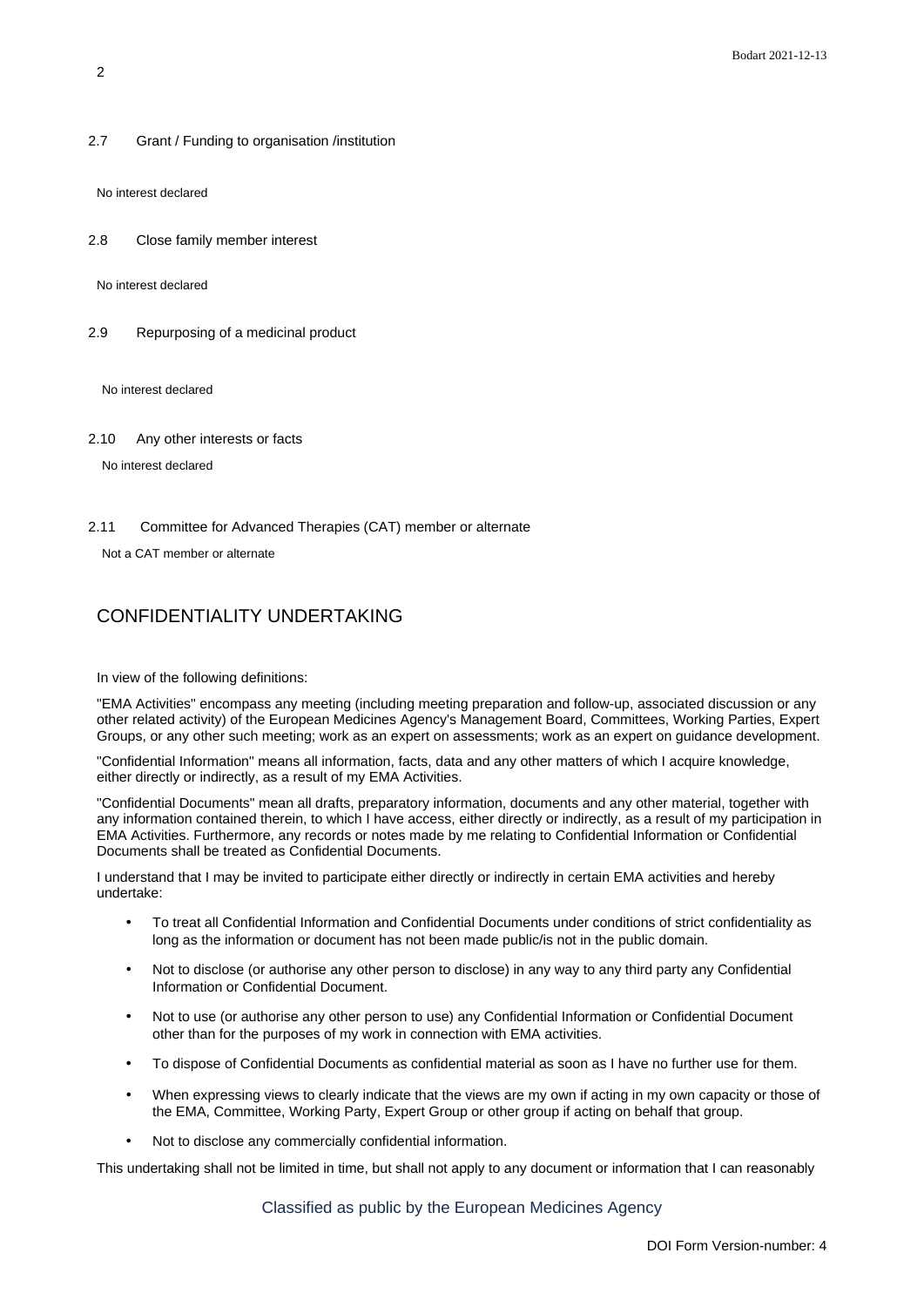2.7 Grant / Funding to organisation /institution

No interest declared

2.8 Close family member interest

No interest declared

2.9 Repurposing of a medicinal product

No interest declared

2.10 Any other interests or facts

No interest declared

2.11 Committee for Advanced Therapies (CAT) member or alternate

Not a CAT member or alternate

## CONFIDENTIALITY UNDERTAKING

In view of the following definitions:

"EMA Activities" encompass any meeting (including meeting preparation and follow-up, associated discussion or any other related activity) of the European Medicines Agency's Management Board, Committees, Working Parties, Expert Groups, or any other such meeting; work as an expert on assessments; work as an expert on guidance development.

"Confidential Information" means all information, facts, data and any other matters of which I acquire knowledge, either directly or indirectly, as a result of my EMA Activities.

"Confidential Documents" mean all drafts, preparatory information, documents and any other material, together with any information contained therein, to which I have access, either directly or indirectly, as a result of my participation in EMA Activities. Furthermore, any records or notes made by me relating to Confidential Information or Confidential Documents shall be treated as Confidential Documents.

I understand that I may be invited to participate either directly or indirectly in certain EMA activities and hereby undertake:

- To treat all Confidential Information and Confidential Documents under conditions of strict confidentiality as long as the information or document has not been made public/is not in the public domain.
- Not to disclose (or authorise any other person to disclose) in any way to any third party any Confidential Information or Confidential Document.
- Not to use (or authorise any other person to use) any Confidential Information or Confidential Document other than for the purposes of my work in connection with EMA activities.
- To dispose of Confidential Documents as confidential material as soon as I have no further use for them.
- When expressing views to clearly indicate that the views are my own if acting in my own capacity or those of the EMA, Committee, Working Party, Expert Group or other group if acting on behalf that group.
- Not to disclose any commercially confidential information.

This undertaking shall not be limited in time, but shall not apply to any document or information that I can reasonably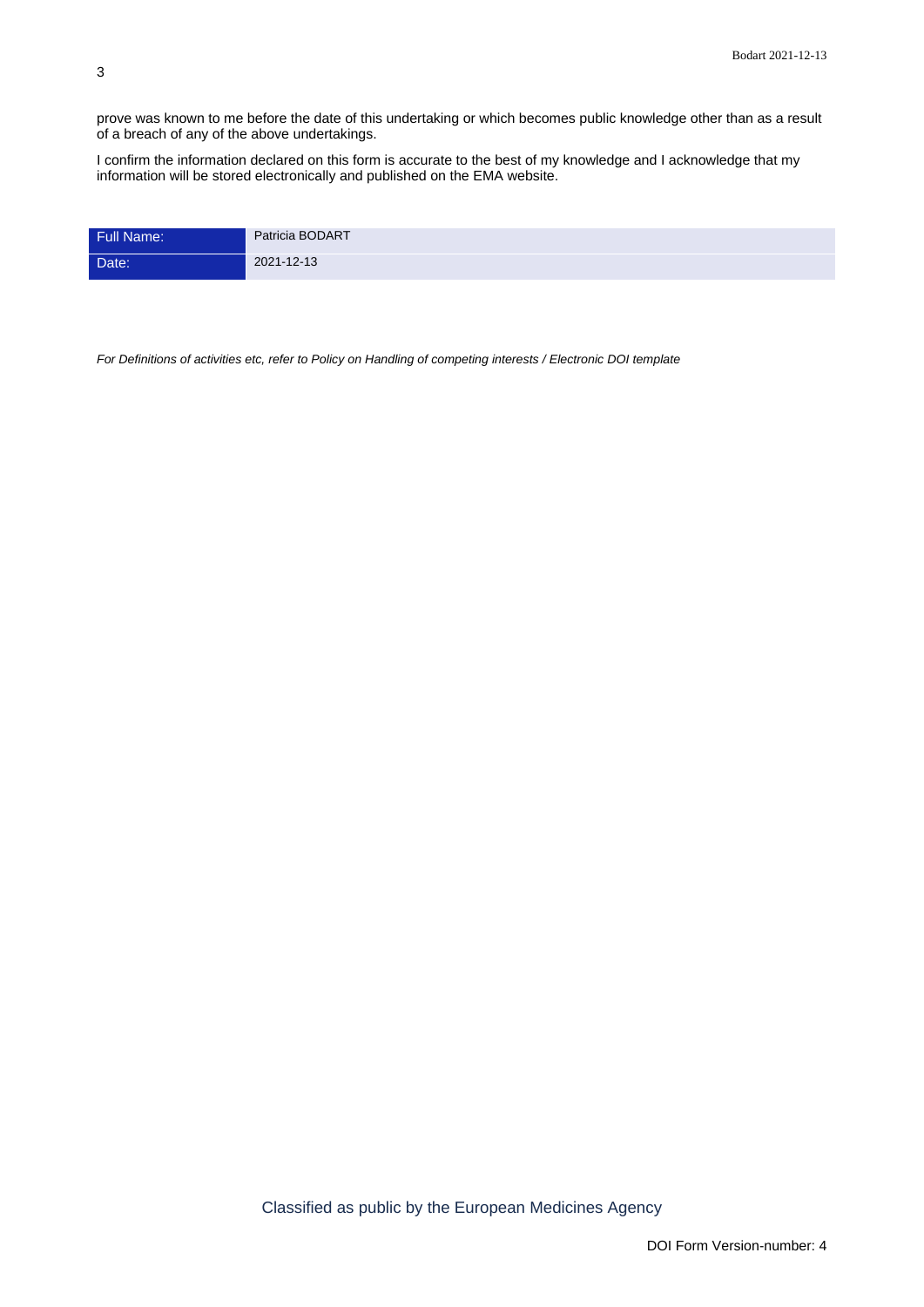prove was known to me before the date of this undertaking or which becomes public knowledge other than as a result of a breach of any of the above undertakings.

I confirm the information declared on this form is accurate to the best of my knowledge and I acknowledge that my information will be stored electronically and published on the EMA website.

| | |
|---|---|
| Full Name: | Patricia BODART |
| Date: | 2021-12-13 |

*For Definitions of activities etc, refer to Policy on Handling of competing interests / Electronic DOI template*

Classified as public by the European Medicines Agency

DOI Form Version-number: 4